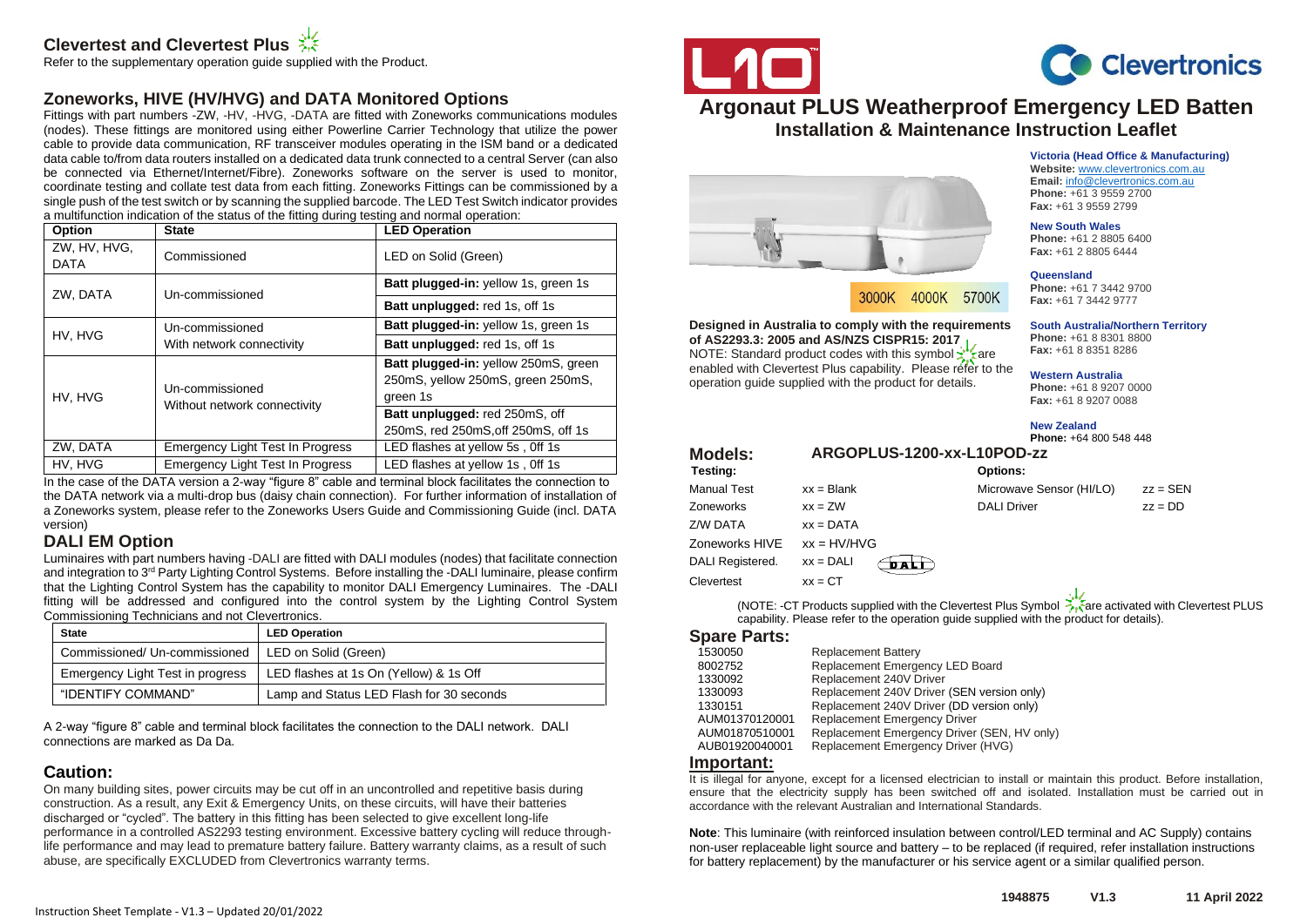## Clevertest and Clevertest Plus

Refer to the supplementary operation guide supplied with the Product.

## Zoneworks, HIVE (HV/HVG) and DATA Monitored Options

Fittings with part numbers -ZW, -HV, -HVG, -DATA are fitted with Zoneworks communications modules (nodes). These fittings are monitored using either Powerline Carrier Technology that utilize the power cable to provide data communication, RF transceiver modules operating in the ISM band or a dedicated data cable to/from data routers installed on a dedicated data trunk connected to a central Server (can also be connected via Ethernet/Internet/Fibre). Zoneworks software on the server is used to monitor, coordinate testing and collate test data from each fitting. Zoneworks Fittings can be commissioned by a single push of the test switch or by scanning the supplied barcode. The LED Test Switch indicator provides a multifunction indication of the status of the fitting during testing and normal operation:

| Option | State | LED Operation |
|---|---|---|
| ZW, HV, HVG, DATA | Commissioned | LED on Solid (Green) |
| ZW, DATA | Un-commissioned | **Batt plugged-in:** yellow 1s, green 1s |
| | | **Batt unplugged:** red 1s, off 1s |
| HV, HVG | Un-commissioned With network connectivity | **Batt plugged-in:** yellow 1s, green 1s |
| | | **Batt unplugged:** red 1s, off 1s |
| HV, HVG | Un-commissioned Without network connectivity | **Batt plugged-in:** yellow 250mS, green 250mS, yellow 250mS, green 250mS, green 1s |
| | | **Batt unplugged:** red 250mS, off 250mS, red 250mS,off 250mS, off 1s |
| ZW, DATA | Emergency Light Test In Progress | LED flashes at yellow 5s , 0ff 1s |
| HV, HVG | Emergency Light Test In Progress | LED flashes at yellow 1s , 0ff 1s |

In the case of the DATA version a 2-way "figure 8" cable and terminal block facilitates the connection to the DATA network via a multi-drop bus (daisy chain connection). For further information of installation of a Zoneworks system, please refer to the Zoneworks Users Guide and Commissioning Guide (incl. DATA version)

## DALI EM Option

Luminaires with part numbers having -DALI are fitted with DALI modules (nodes) that facilitate connection and integration to 3rd Party Lighting Control Systems. Before installing the -DALI luminaire, please confirm that the Lighting Control System has the capability to monitor DALI Emergency Luminaires. The -DALI fitting will be addressed and configured into the control system by the Lighting Control System Commissioning Technicians and not Clevertronics.

| State | LED Operation |
|---|---|
| Commissioned/ Un-commissioned | LED on Solid (Green) |
| Emergency Light Test in progress | LED flashes at 1s On (Yellow) & 1s Off |
| "IDENTIFY COMMAND" | Lamp and Status LED Flash for 30 seconds |

A 2-way "figure 8" cable and terminal block facilitates the connection to the DALI network. DALI connections are marked as Da Da.

## Caution:

On many building sites, power circuits may be cut off in an uncontrolled and repetitive basis during construction. As a result, any Exit & Emergency Units, on these circuits, will have their batteries discharged or "cycled". The battery in this fitting has been selected to give excellent long-life performance in a controlled AS2293 testing environment. Excessive battery cycling will reduce through-life performance and may lead to premature battery failure. Battery warranty claims, as a result of such abuse, are specifically EXCLUDED from Clevertronics warranty terms.

L10 Clevertronics

# Argonaut PLUS Weatherproof Emergency LED Batten

## Installation & Maintenance Instruction Leaflet

3000K 4000K 5700K

**Designed in Australia to comply with the requirements of AS2293.3: 2005 and AS/NZS CISPR15: 2017**

NOTE: Standard product codes with this symbol are enabled with Clevertest Plus capability. Please refer to the operation guide supplied with the product for details.

**Victoria (Head Office & Manufacturing)**
**Website:** www.clevertronics.com.au
**Email:** info@clevertronics.com.au
**Phone:** +61 3 9559 2700
**Fax:** +61 3 9559 2799

**New South Wales**
**Phone:** +61 2 8805 6400
**Fax:** +61 2 8805 6444

**Queensland**
**Phone:** +61 7 3442 9700
**Fax:** +61 7 3442 9777

**South Australia/Northern Territory**
**Phone:** +61 8 8301 8800
**Fax:** +61 8 8351 8286

**Western Australia**
**Phone:** +61 8 9207 0000
**Fax:** +61 8 9207 0088

**New Zealand**
**Phone:** +64 800 548 448

## Models: ARGOPLUS-1200-xx-L10POD-zz

| **Testing:** | | **Options:** | |
|---|---|---|---|
| Manual Test | xx = Blank | Microwave Sensor (HI/LO) | zz = SEN |
| Zoneworks | xx = ZW | DALI Driver | zz = DD |
| Z/W DATA | xx = DATA | | |
| Zoneworks HIVE | xx = HV/HVG | | |
| DALI Registered. | xx = DALI | | |
| Clevertest | xx = CT | | |

(NOTE: -CT Products supplied with the Clevertest Plus Symbol are activated with Clevertest PLUS capability. Please refer to the operation guide supplied with the product for details).

## Spare Parts:

| | |
|---|---|
| 1530050 | Replacement Battery |
| 8002752 | Replacement Emergency LED Board |
| 1330092 | Replacement 240V Driver |
| 1330093 | Replacement 240V Driver (SEN version only) |
| 1330151 | Replacement 240V Driver (DD version only) |
| AUM01370120001 | Replacement Emergency Driver |
| AUM01870510001 | Replacement Emergency Driver (SEN, HV only) |
| AUB01920040001 | Replacement Emergency Driver (HVG) |

## Important:

It is illegal for anyone, except for a licensed electrician to install or maintain this product. Before installation, ensure that the electricity supply has been switched off and isolated. Installation must be carried out in accordance with the relevant Australian and International Standards.

**Note**: This luminaire (with reinforced insulation between control/LED terminal and AC Supply) contains non-user replaceable light source and battery – to be replaced (if required, refer installation instructions for battery replacement) by the manufacturer or his service agent or a similar qualified person.

**1948875 V1.3 11 April 2022**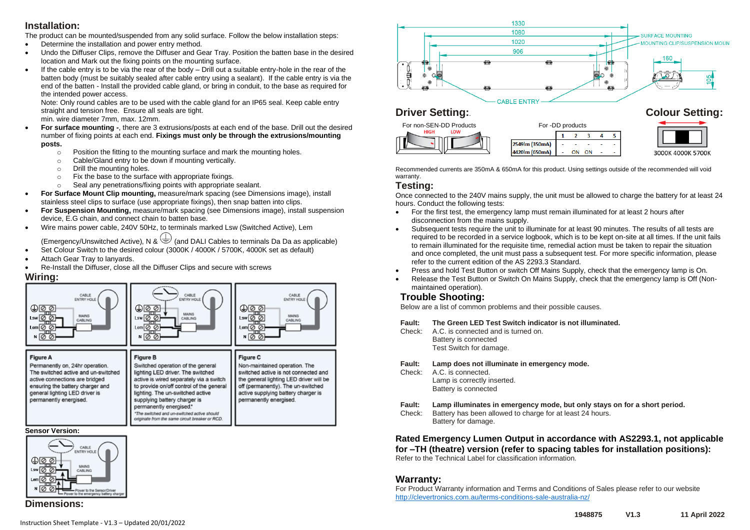## Installation:

The product can be mounted/suspended from any solid surface. Follow the below installation steps:

- Determine the installation and power entry method.
- Undo the Diffuser Clips, remove the Diffuser and Gear Tray. Position the batten base in the desired location and Mark out the fixing points on the mounting surface.
- If the cable entry is to be via the rear of the body – Drill out a suitable entry-hole in the rear of the batten body (must be suitably sealed after cable entry using a sealant). If the cable entry is via the end of the batten - Install the provided cable gland, or bring in conduit, to the base as required for the intended power access.
  Note: Only round cables are to be used with the cable gland for an IP65 seal. Keep cable entry straight and tension free. Ensure all seals are tight.
  min. wire diameter 7mm, max. 12mm.
- **For surface mounting -**, there are 3 extrusions/posts at each end of the base. Drill out the desired number of fixing points at each end. **Fixings must only be through the extrusions/mounting posts.**
  - Position the fitting to the mounting surface and mark the mounting holes.
  - Cable/Gland entry to be down if mounting vertically.
  - Drill the mounting holes.
  - Fix the base to the surface with appropriate fixings.
  - Seal any penetrations/fixing points with appropriate sealant.
- **For Surface Mount Clip mounting,** measure/mark spacing (see Dimensions image), install stainless steel clips to surface (use appropriate fixings), then snap batten into clips.
- **For Suspension Mounting,** measure/mark spacing (see Dimensions image), install suspension device, E.G chain, and connect chain to batten base.
- Wire mains power cable, 240V 50Hz, to terminals marked Lsw (Switched Active), Lem (Emergency/Unswitched Active), N & ⏚ (and DALI Cables to terminals Da Da as applicable)
- Set Colour Switch to the desired colour (3000K / 4000K / 5700K, 4000K set as default)
- Attach Gear Tray to lanyards.
- Re-Install the Diffuser, close all the Diffuser Clips and secure with screws

## Wiring:

CABLE ENTRY HOLE
MAINS CABLING
Lsw
Lem
N

**Figure A**
Permanently on, 24hr operation. The switched active and un-switched active connections are bridged ensuring the battery charger and general lighting LED driver is permanently energised.

**Figure B**
Switched operation of the general lighting LED driver. The switched active is wired separately via a switch to provide on/off control of the general lighting. The un-switched active supplying battery charger is permanently energised.*
*The switched and un-switched active should originate from the same circuit breaker or RCD.

**Figure C**
Non-maintained operation. The switched active is not connected and the general lighting LED driver will be off (permanently). The un-switched active supplying battery charger is permanently energised.

**Sensor Version:**

CABLE ENTRY HOLE
MAINS CABLING
Lsw
Lem
N
Power to the Sensor/Driver
Power to the emergency battery charger

## Dimensions:

1330
1080
1020
906
SURFACE MOUNTING
MOUNTING CLIP/SUSPENSION MOUN
160
105
CABLE ENTRY

## Driver Setting:

For non-SEN-DD Products
HIGH LOW

For -DD products

| | 1 | 2 | 3 | 4 | 5 |
|---|---|---|---|---|---|
| 2549lm (350mA) | - | - | - | - | - |
| 4420lm (650mA) | - | ON | ON | - | - |

## Colour Setting:

3000K 4000K 5700K

Recommended currents are 350mA & 650mA for this product. Using settings outside of the recommended will void warranty.

## Testing:

Once connected to the 240V mains supply, the unit must be allowed to charge the battery for at least 24 hours. Conduct the following tests:

- For the first test, the emergency lamp must remain illuminated for at least 2 hours after disconnection from the mains supply.
- Subsequent tests require the unit to illuminate for at least 90 minutes. The results of all tests are required to be recorded in a service logbook, which is to be kept on-site at all times. If the unit fails to remain illuminated for the requisite time, remedial action must be taken to repair the situation and once completed, the unit must pass a subsequent test. For more specific information, please refer to the current edition of the AS 2293.3 Standard.
- Press and hold Test Button or switch Off Mains Supply, check that the emergency lamp is On.
- Release the Test Button or Switch On Mains Supply, check that the emergency lamp is Off (Non-maintained operation).

## Trouble Shooting:

Below are a list of common problems and their possible causes.

**Fault:** **The Green LED Test Switch indicator is not illuminated.**
Check: A.C. is connected and is turned on.
Battery is connected
Test Switch for damage.

**Fault:** **Lamp does not illuminate in emergency mode.**
Check: A.C. is connected.
Lamp is correctly inserted.
Battery is connected

**Fault:** **Lamp illuminates in emergency mode, but only stays on for a short period.**
Check: Battery has been allowed to charge for at least 24 hours.
Battery for damage.

**Rated Emergency Lumen Output in accordance with AS2293.1, not applicable for –TH (theatre) version (refer to spacing tables for installation positions):**
Refer to the Technical Label for classification information.

## Warranty:

For Product Warranty information and Terms and Conditions of Sales please refer to our website
http://clevertronics.com.au/terms-conditions-sale-australia-nz/

1948875 V1.3 11 April 2022

Instruction Sheet Template - V1.3 – Updated 20/01/2022